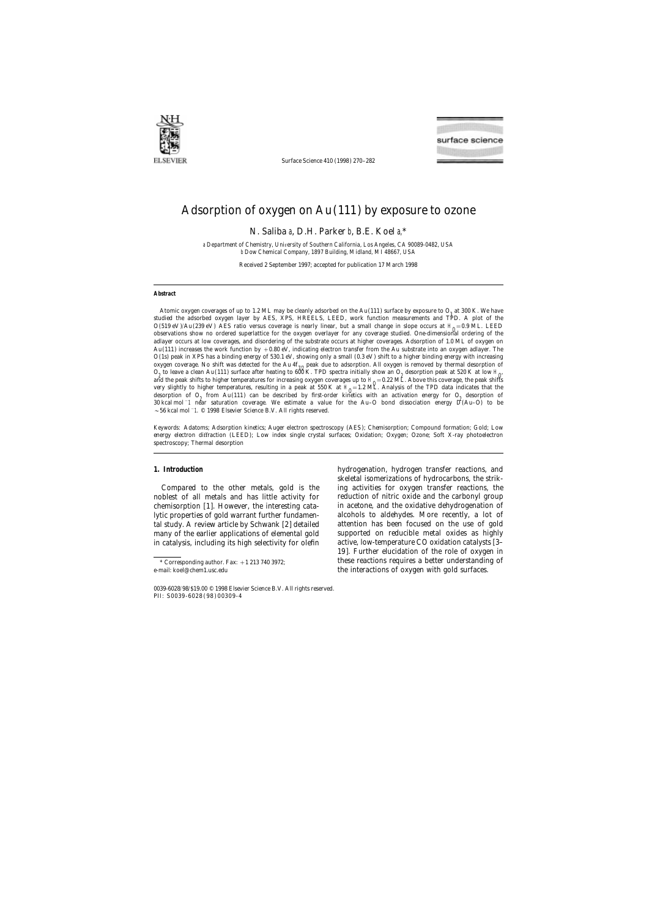# Adsorption of oxygen on Au(111) by exposure to ozone

N. Saliba [a], D.H. Parker [b], B.E. Koel [a,*]

[a] Department of Chemistry, University of Southern California, Los Angeles, CA 90089-0482, USA
[b] Dow Chemical Company, 1897 Building, Midland, MI 48667, USA

Received 2 September 1997; accepted for publication 17 March 1998

## Abstract

Atomic oxygen coverages of up to 1.2 ML may be cleanly adsorbed on the Au(111) surface by exposure to $O_3$ at 300 K. We have studied the adsorbed oxygen layer by AES, XPS, HREELS, LEED, work function measurements and TPD. A plot of the O(519 eV)/Au(239 eV) AES ratio versus coverage is nearly linear, but a small change in slope occurs at $\theta_O = 0.9$ ML. LEED observations show no ordered superlattice for the oxygen overlayer for any coverage studied. One-dimensional ordering of the adlayer occurs at low coverages, and disordering of the substrate occurs at higher coverages. Adsorption of 1.0 ML of oxygen on Au(111) increases the work function by +0.80 eV, indicating electron transfer from the Au substrate into an oxygen adlayer. The O(1s) peak in XPS has a binding energy of 530.1 eV, showing only a small (0.3 eV) shift to a higher binding energy with increasing oxygen coverage. No shift was detected for the Au $4f_{7/2}$ peak due to adsorption. All oxygen is removed by thermal desorption of $O_2$ to leave a clean Au(111) surface after heating to 600 K. TPD spectra initially show an $O_2$ desorption peak at 520 K at low $\theta_O$, and the peak shifts to higher temperatures for increasing oxygen coverages up to $\theta_O = 0.22$ ML. Above this coverage, the peak shifts very slightly to higher temperatures, resulting in a peak at 550 K at $\theta_O = 1.2$ ML. Analysis of the TPD data indicates that the desorption of $O_2$ from Au(111) can be described by first-order kinetics with an activation energy for $O_2$ desorption of 30 kcal mol$^{-1}$ near saturation coverage. We estimate a value for the Au–O bond dissociation energy $D^0$(Au–O) to be ~56 kcal mol$^{-1}$. © 1998 Elsevier Science B.V. All rights reserved.

*Keywords:* Adatoms; Adsorption kinetics; Auger electron spectroscopy (AES); Chemisorption; Compound formation; Gold; Low energy electron diffraction (LEED); Low index single crystal surfaces; Oxidation; Oxygen; Ozone; Soft X-ray photoelectron spectroscopy; Thermal desorption

## 1. Introduction

Compared to the other metals, gold is the noblest of all metals and has little activity for chemisorption [1]. However, the interesting catalytic properties of gold warrant further fundamental study. A review article by Schwank [2] detailed many of the earlier applications of elemental gold in catalysis, including its high selectivity for olefin hydrogenation, hydrogen transfer reactions, and skeletal isomerizations of hydrocarbons, the striking activities for oxygen transfer reactions, the reduction of nitric oxide and the carbonyl group in acetone, and the oxidative dehydrogenation of alcohols to aldehydes. More recently, a lot of attention has been focused on the use of gold supported on reducible metal oxides as highly active, low-temperature CO oxidation catalysts [3–19]. Further elucidation of the role of oxygen in these reactions requires a better understanding of the interactions of oxygen with gold surfaces.

\* Corresponding author. Fax: +1 213 740 3972; e-mail: koel@chem1.usc.edu

0039-6028/98/$19.00 © 1998 Elsevier Science B.V. All rights reserved.
PII: S0039-6028(98)00309-4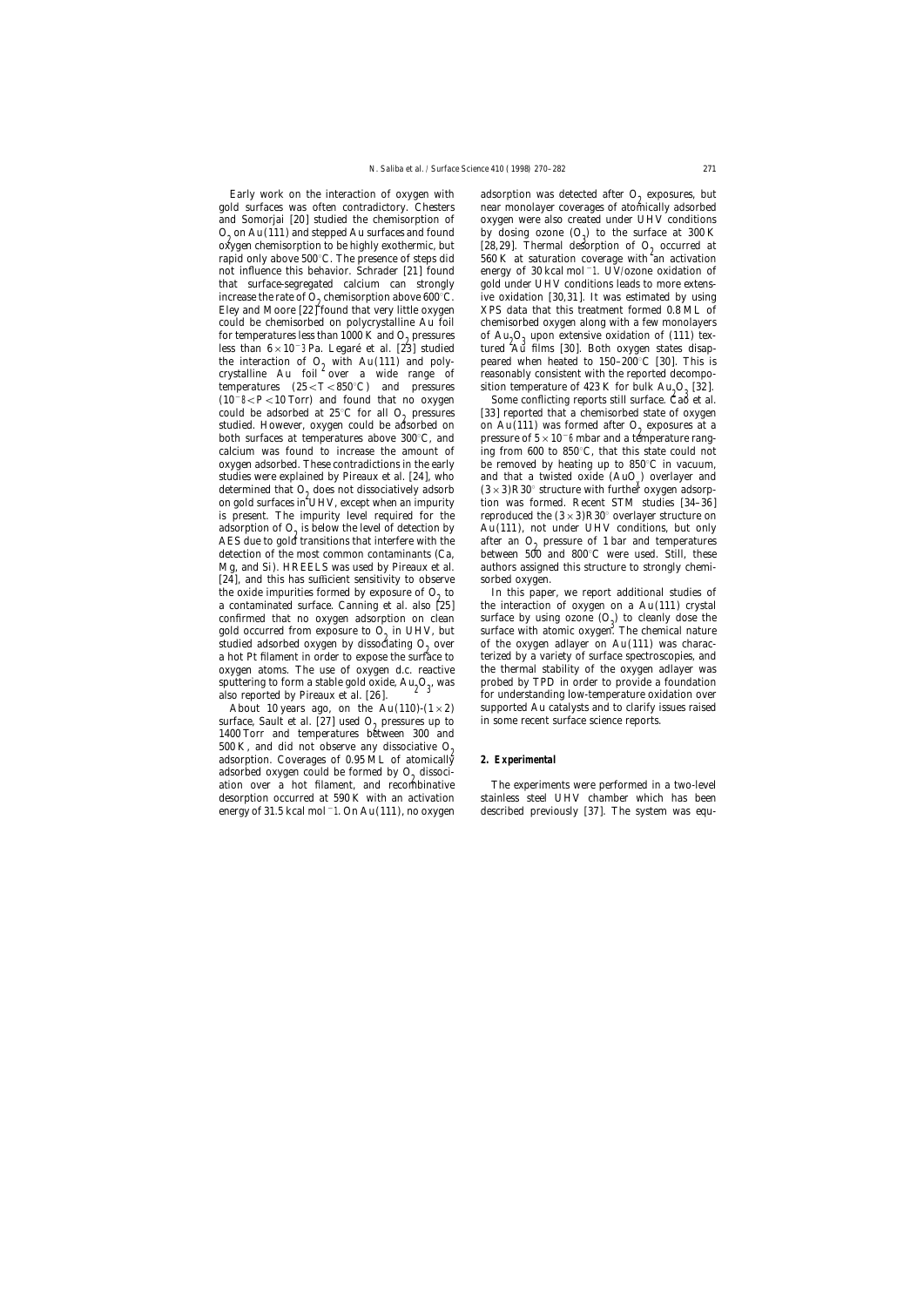Early work on the interaction of oxygen with gold surfaces was often contradictory. Chesters and Somorjai [20] studied the chemisorption of $O_2$ on Au(111) and stepped Au surfaces and found oxygen chemisorption to be highly exothermic, but rapid only above 500°C. The presence of steps did not influence this behavior. Schrader [21] found that surface-segregated calcium can strongly increase the rate of $O_2$ chemisorption above 600°C. Eley and Moore [22] found that very little oxygen could be chemisorbed on polycrystalline Au foil for temperatures less than 1000 K and $O_2$ pressures less than $6 \times 10^{-3}$ Pa. Legaré et al. [23] studied the interaction of $O_2$ with Au(111) and polycrystalline Au foil over a wide range of temperatures ($25 < T < 850$°C) and pressures ($10^{-8} < P < 10$ Torr) and found that no oxygen could be adsorbed at 25°C for all $O_2$ pressures studied. However, oxygen could be adsorbed on both surfaces at temperatures above 300°C, and calcium was found to increase the amount of oxygen adsorbed. These contradictions in the early studies were explained by Pireaux et al. [24], who determined that $O_2$ does not dissociatively adsorb on gold surfaces in UHV, except when an impurity is present. The impurity level required for the adsorption of $O_2$ is below the level of detection by AES due to gold transitions that interfere with the detection of the most common contaminants (Ca, Mg, and Si). HREELS was used by Pireaux et al. [24], and this has sufficient sensitivity to observe the oxide impurities formed by exposure of $O_2$ to a contaminated surface. Canning et al. also [25] confirmed that no oxygen adsorption on clean gold occurred from exposure to $O_2$ in UHV, but studied adsorbed oxygen by dissociating $O_2$ over a hot Pt filament in order to expose the surface to oxygen atoms. The use of oxygen d.c. reactive sputtering to form a stable gold oxide, $Au_2O_3$, was also reported by Pireaux et al. [26].

About 10 years ago, on the Au(110)-(1×2) surface, Sault et al. [27] used $O_2$ pressures up to 1400 Torr and temperatures between 300 and 500 K, and did not observe any dissociative $O_2$ adsorption. Coverages of 0.95 ML of atomically adsorbed oxygen could be formed by $O_2$ dissociation over a hot filament, and recombinative desorption occurred at 590 K with an activation energy of 31.5 kcal mol$^{-1}$. On Au(111), no oxygen adsorption was detected after $O_2$ exposures, but near monolayer coverages of atomically adsorbed oxygen were also created under UHV conditions by dosing ozone ($O_3$) to the surface at 300 K [28,29]. Thermal desorption of $O_2$ occurred at 560 K at saturation coverage with an activation energy of 30 kcal mol$^{-1}$. UV/ozone oxidation of gold under UHV conditions leads to more extensive oxidation [30,31]. It was estimated by using XPS data that this treatment formed 0.8 ML of chemisorbed oxygen along with a few monolayers of $Au_2O_3$ upon extensive oxidation of (111) textured Au films [30]. Both oxygen states disappeared when heated to 150–200°C [30]. This is reasonably consistent with the reported decomposition temperature of 423 K for bulk $Au_2O_3$ [32].

Some conflicting reports still surface. Cao et al. [33] reported that a chemisorbed state of oxygen on Au(111) was formed after $O_2$ exposures at a pressure of $5 \times 10^{-6}$ mbar and a temperature ranging from 600 to 850°C, that this state could not be removed by heating up to 850°C in vacuum, and that a twisted oxide ($AuO_x$) overlayer and (3×3)R30° structure with further oxygen adsorption was formed. Recent STM studies [34–36] reproduced the (3×3)R30° overlayer structure on Au(111), not under UHV conditions, but only after an $O_2$ pressure of 1 bar and temperatures between 500 and 800°C were used. Still, these authors assigned this structure to strongly chemisorbed oxygen.

In this paper, we report additional studies of the interaction of oxygen on a Au(111) crystal surface by using ozone ($O_3$) to cleanly dose the surface with atomic oxygen. The chemical nature of the oxygen adlayer on Au(111) was characterized by a variety of surface spectroscopies, and the thermal stability of the oxygen adlayer was probed by TPD in order to provide a foundation for understanding low-temperature oxidation over supported Au catalysts and to clarify issues raised in some recent surface science reports.

## 2. Experimental

The experiments were performed in a two-level stainless steel UHV chamber which has been described previously [37]. The system was equ-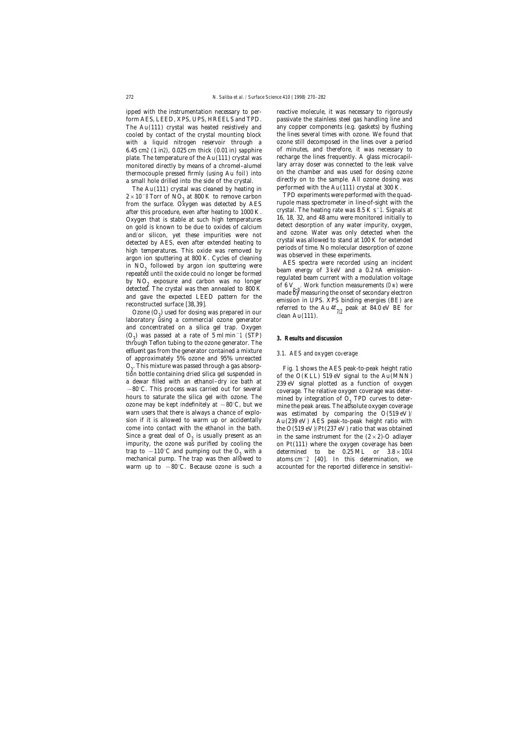ipped with the instrumentation necessary to perform AES, LEED, XPS, UPS, HREELS and TPD. The Au(111) crystal was heated resistively and cooled by contact of the crystal mounting block with a liquid nitrogen reservoir through a 6.45 $cm^2$ (1 $in^2$), 0.025 cm thick (0.01 in) sapphire plate. The temperature of the Au(111) crystal was monitored directly by means of a chromel–alumel thermocouple pressed firmly (using Au foil) into a small hole drilled into the side of the crystal.

The Au(111) crystal was cleaned by heating in $2\times10^{-8}$ Torr of $NO_2$ at 800 K to remove carbon from the surface. Oxygen was detected by AES after this procedure, even after heating to 1000 K. Oxygen that is stable at such high temperatures on gold is known to be due to oxides of calcium and/or silicon, yet these impurities were not detected by AES, even after extended heating to high temperatures. This oxide was removed by argon ion sputtering at 800 K. Cycles of cleaning in $NO_2$ followed by argon ion sputtering were repeated until the oxide could no longer be formed by $NO_2$ exposure and carbon was no longer detected. The crystal was then annealed to 800 K and gave the expected LEED pattern for the reconstructed surface [38,39].

Ozone ($O_3$) used for dosing was prepared in our laboratory using a commercial ozone generator and concentrated on a silica gel trap. Oxygen ($O_2$) was passed at a rate of 5 ml $min^{-1}$ (STP) through Teflon tubing to the ozone generator. The effluent gas from the generator contained a mixture of approximately 5% ozone and 95% unreacted $O_2$. This mixture was passed through a gas absorption bottle containing dried silica gel suspended in a dewar filled with an ethanol–dry ice bath at −80°C. This process was carried out for several hours to saturate the silica gel with ozone. The ozone may be kept indefinitely at −80°C, but we warn users that there is always a chance of explosion if it is allowed to warm up or accidentally come into contact with the ethanol in the bath. Since a great deal of $O_2$ is usually present as an impurity, the ozone was purified by cooling the trap to −110°C and pumping out the $O_2$ with a mechanical pump. The trap was then allowed to warm up to −80°C. Because ozone is such a reactive molecule, it was necessary to rigorously passivate the stainless steel gas handling line and any copper components (e.g. gaskets) by flushing the lines several times with ozone. We found that ozone still decomposed in the lines over a period of minutes, and therefore, it was necessary to recharge the lines frequently. A glass microcapillary array doser was connected to the leak valve on the chamber and was used for dosing ozone directly on to the sample. All ozone dosing was performed with the Au(111) crystal at 300 K.

TPD experiments were performed with the quadrupole mass spectrometer in line-of-sight with the crystal. The heating rate was 8.5 K $s^{-1}$. Signals at 16, 18, 32, and 48 amu were monitored initially to detect desorption of any water impurity, oxygen, and ozone. Water was only detected when the crystal was allowed to stand at 100 K for extended periods of time. No molecular desorption of ozone was observed in these experiments.

AES spectra were recorded using an incident beam energy of 3 keV and a 0.2 mA emission-regulated beam current with a modulation voltage of 6 $V_{p-p}$. Work function measurements ($\Delta\phi$) were made by measuring the onset of secondary electron emission in UPS. XPS binding energies (BE) are referred to the Au $4f_{7/2}$ peak at 84.0 eV BE for clean Au(111).

## 3. Results and discussion

### 3.1. AES and oxygen coverage

Fig. 1 shows the AES peak-to-peak height ratio of the O(KLL) 519 eV signal to the Au(MNN) 239 eV signal plotted as a function of oxygen coverage. The relative oxygen coverage was determined by integration of $O_2$ TPD curves to determine the peak areas. The absolute oxygen coverage was estimated by comparing the O(519 eV)/Au(239 eV) AES peak-to-peak height ratio with the O(519 eV)/Pt(237 eV) ratio that was obtained in the same instrument for the (2×2)-O adlayer on Pt(111) where the oxygen coverage has been determined to be 0.25 ML or $3.8\times10^{14}$ atoms $cm^{-2}$ [40]. In this determination, we accounted for the reported difference in sensitivi-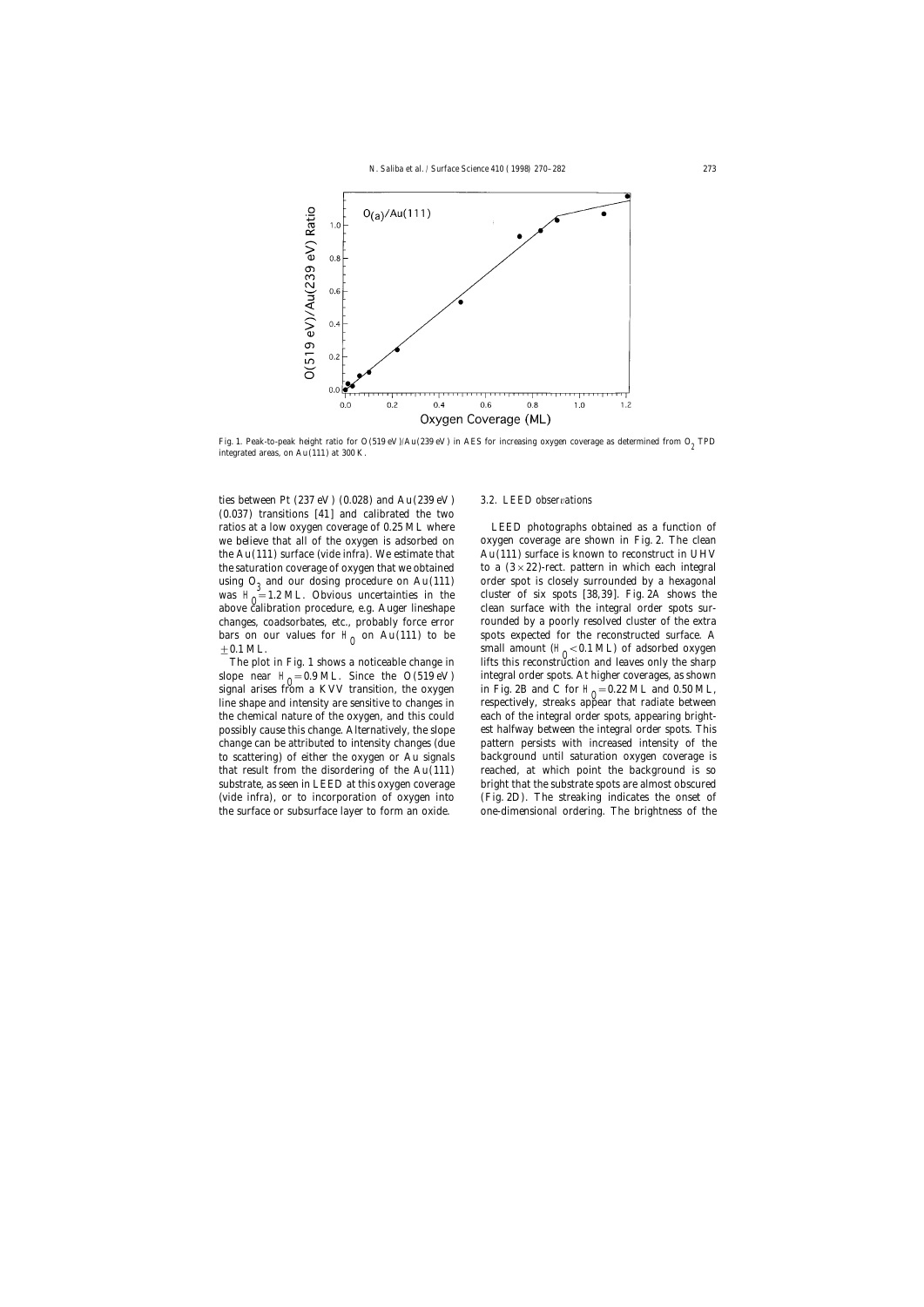Fig. 1. Peak-to-peak height ratio for O(519 eV)/Au(239 eV) in AES for increasing oxygen coverage as determined from $O_2$ TPD integrated areas, on Au(111) at 300 K.

ties between Pt (237 eV) (0.028) and Au (239 eV) (0.037) transitions [41] and calibrated the two ratios at a low oxygen coverage of 0.25 ML where we believe that all of the oxygen is adsorbed on the Au(111) surface (vide infra). We estimate that the saturation coverage of oxygen that we obtained using $O_3$ and our dosing procedure on Au(111) was $\Theta_O = 1.2$ ML. Obvious uncertainties in the above calibration procedure, e.g. Auger lineshape changes, coadsorbates, etc., probably force error bars on our values for $\Theta_O$ on Au(111) to be $\pm 0.1$ ML.

The plot in Fig. 1 shows a noticeable change in slope near $\Theta_O = 0.9$ ML. Since the O(519 eV) signal arises from a KVV transition, the oxygen line shape and intensity are sensitive to changes in the chemical nature of the oxygen, and this could possibly cause this change. Alternatively, the slope change can be attributed to intensity changes (due to scattering) of either the oxygen or Au signals that result from the disordering of the Au(111) substrate, as seen in LEED at this oxygen coverage (vide infra), or to incorporation of oxygen into the surface or subsurface layer to form an oxide.

### 3.2. LEED observations

LEED photographs obtained as a function of oxygen coverage are shown in Fig. 2. The clean Au(111) surface is known to reconstruct in UHV to a $(3 \times 22)$-rect. pattern in which each integral order spot is closely surrounded by a hexagonal cluster of six spots [38,39]. Fig. 2A shows the clean surface with the integral order spots surrounded by a poorly resolved cluster of the extra spots expected for the reconstructed surface. A small amount ($\Theta_O < 0.1$ ML) of adsorbed oxygen lifts this reconstruction and leaves only the sharp integral order spots. At higher coverages, as shown in Fig. 2B and C for $\Theta_O = 0.22$ ML and 0.50 ML, respectively, streaks appear that radiate between each of the integral order spots, appearing brightest halfway between the integral order spots. This pattern persists with increased intensity of the background until saturation oxygen coverage is reached, at which point the background is so bright that the substrate spots are almost obscured (Fig. 2D). The streaking indicates the onset of one-dimensional ordering. The brightness of the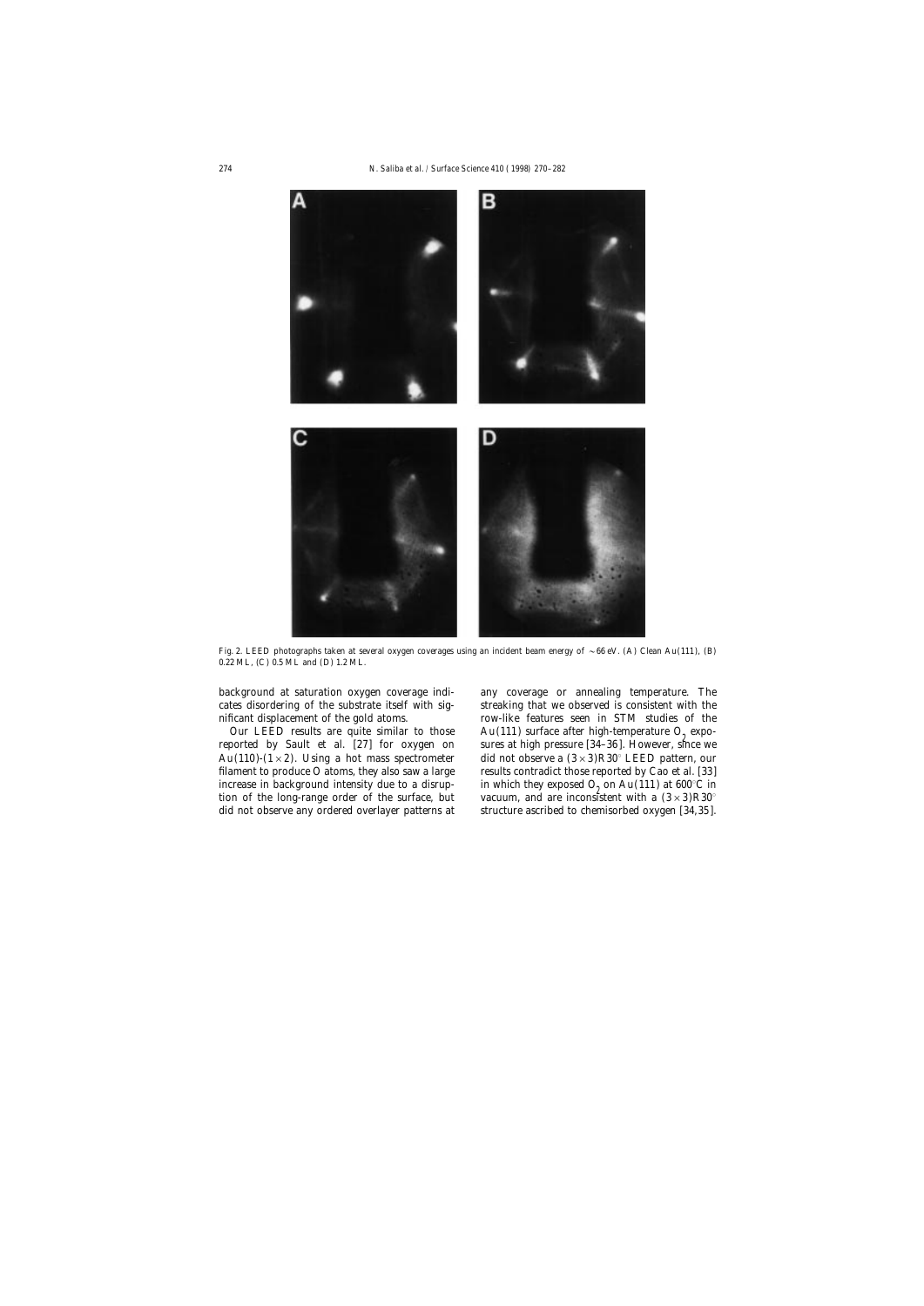Fig. 2. LEED photographs taken at several oxygen coverages using an incident beam energy of ~66 eV. (A) Clean Au(111), (B) 0.22 ML, (C) 0.5 ML and (D) 1.2 ML.

background at saturation oxygen coverage indicates disordering of the substrate itself with significant displacement of the gold atoms.

Our LEED results are quite similar to those reported by Sault et al. [27] for oxygen on Au(110)-(1×2). Using a hot mass spectrometer filament to produce O atoms, they also saw a large increase in background intensity due to a disruption of the long-range order of the surface, but did not observe any ordered overlayer patterns at any coverage or annealing temperature. The streaking that we observed is consistent with the row-like features seen in STM studies of the Au(111) surface after high-temperature $O_2$ exposures at high pressure [34–36]. However, since we did not observe a (3×3)R30° LEED pattern, our results contradict those reported by Cao et al. [33] in which they exposed $O_2$ on Au(111) at 600°C in vacuum, and are inconsistent with a (3×3)R30° structure ascribed to chemisorbed oxygen [34,35].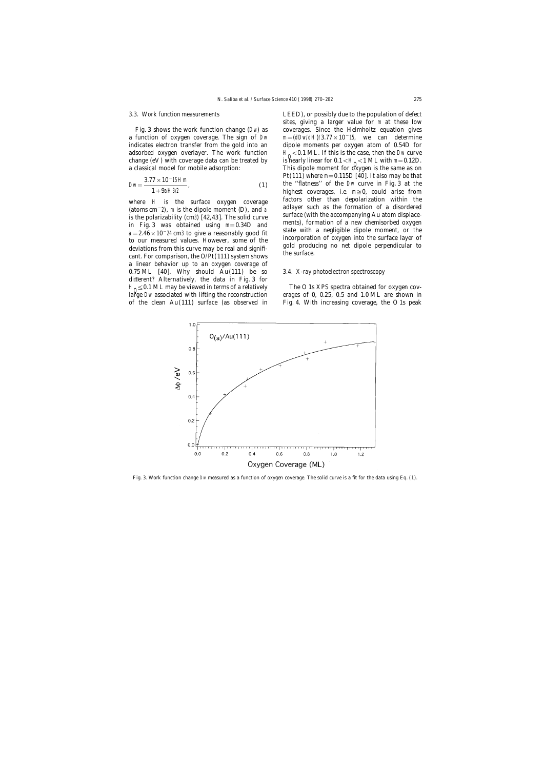### 3.3. Work function measurements

Fig. 3 shows the work function change ($\Delta\phi$) as a function of oxygen coverage. The sign of $\Delta\phi$ indicates electron transfer from the gold into an adsorbed oxygen overlayer. The work function change (eV) with coverage data can be treated by a classical model for mobile adsorption:

$$\Delta\phi = \frac{3.77 \times 10^{-15} \theta \mu}{1 + 9\alpha \theta^{3/2}}, \qquad (1)$$

where $\theta$ is the surface oxygen coverage (atoms $cm^{-2}$), $\mu$ is the dipole moment (D), and $\alpha$ is the polarizability ($cm^3$) [42,43]. The solid curve in Fig. 3 was obtained using $\mu = 0.34$D and $\alpha = 2.46 \times 10^{-24}$ $cm^3$ to give a reasonably good fit to our measured values. However, some of the deviations from this curve may be real and significant. For comparison, the O/Pt(111) system shows a linear behavior up to an oxygen coverage of 0.75 ML [40]. Why should Au(111) be so different? Alternatively, the data in Fig. 3 for $\theta_O \leq 0.1$ ML may be viewed in terms of a relatively large $\Delta\phi$ associated with lifting the reconstruction of the clean Au(111) surface (as observed in LEED), or possibly due to the population of defect sites, giving a larger value for $\mu$ at these low coverages. Since the Helmholtz equation gives $\mu = (d\Delta\phi/d\theta)/3.77 \times 10^{-15}$, we can determine dipole moments per oxygen atom of 0.54D for $\theta_O < 0.1$ ML. If this is the case, then the $\Delta\phi$ curve is nearly linear for $0.1 < \theta_O < 1$ ML with $\mu = 0.12$D. This dipole moment for oxygen is the same as on Pt(111) where $\mu = 0.115$D [40]. It also may be that the "flatness" of the $\Delta\phi$ curve in Fig. 3 at the highest coverages, i.e. $\mu \cong 0$, could arise from factors other than depolarization within the adlayer such as the formation of a disordered surface (with the accompanying Au atom displacements), formation of a new chemisorbed oxygen state with a negligible dipole moment, or the incorporation of oxygen into the surface layer of gold producing no net dipole perpendicular to the surface.

### 3.4. X-ray photoelectron spectroscopy

The O 1s XPS spectra obtained for oxygen coverages of 0, 0.25, 0.5 and 1.0 ML are shown in Fig. 4. With increasing coverage, the O 1s peak

Fig. 3. Work function change $\Delta\phi$ measured as a function of oxygen coverage. The solid curve is a fit for the data using Eq. (1).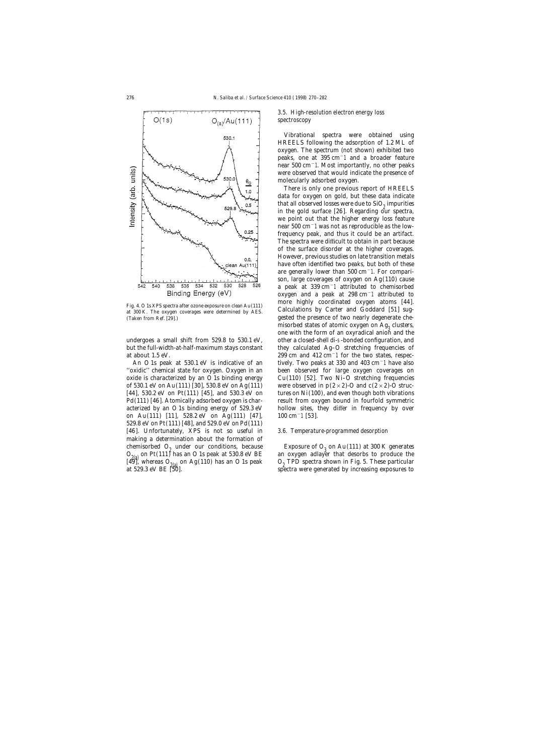Fig. 4. O 1s XPS spectra after ozone exposure on clean Au(111) at 300 K. The oxygen coverages were determined by AES. (Taken from Ref. [29].)

undergoes a small shift from 529.8 to 530.1 eV, but the full-width-at-half-maximum stays constant at about 1.5 eV.

An O 1s peak at 530.1 eV is indicative of an ''oxidic'' chemical state for oxygen. Oxygen in an oxide is characterized by an O 1s binding energy of 530.1 eV on Au(111) [30], 530.8 eV on Ag(111) [44], 530.2 eV on Pt(111) [45], and 530.3 eV on Pd(111) [46]. Atomically adsorbed oxygen is characterized by an O 1s binding energy of 529.3 eV on Au(111) [11], 528.2 eV on Ag(111) [47], 529.8 eV on Pt(111) [48], and 529.0 eV on Pd(111) [46]. Unfortunately, XPS is not so useful in making a determination about the formation of chemisorbed $O_2$ under our conditions, because $O_{2(a)}$ on Pt(111) has an O 1s peak at 530.8 eV BE [49], whereas $O_{2(a)}$ on Ag(110) has an O 1s peak at 529.3 eV BE [50].

### 3.5. High-resolution electron energy loss spectroscopy

Vibrational spectra were obtained using HREELS following the adsorption of 1.2 ML of oxygen. The spectrum (not shown) exhibited two peaks, one at 395 $cm^{-1}$ and a broader feature near 500 $cm^{-1}$. Most importantly, no other peaks were observed that would indicate the presence of molecularly adsorbed oxygen.

There is only one previous report of HREELS data for oxygen on gold, but these data indicate that all observed losses were due to $SiO_2$ impurities in the gold surface [26]. Regarding our spectra, we point out that the higher energy loss feature near 500 $cm^{-1}$ was not as reproducible as the low-frequency peak, and thus it could be an artifact. The spectra were difficult to obtain in part because of the surface disorder at the higher coverages. However, previous studies on late transition metals have often identified two peaks, but both of these are generally lower than 500 $cm^{-1}$. For comparison, large coverages of oxygen on Ag(110) cause a peak at 339 $cm^{-1}$ attributed to chemisorbed oxygen and a peak at 298 $cm^{-1}$ attributed to more highly coordinated oxygen atoms [44]. Calculations by Carter and Goddard [51] suggested the presence of two nearly degenerate chemisorbed states of atomic oxygen on $Ag_3$ clusters, one with the form of an oxyradical anion and the other a closed-shell di-$\sigma$-bonded configuration, and they calculated Ag–O stretching frequencies of 299 cm and 412 $cm^{-1}$ for the two states, respectively. Two peaks at 330 and 403 $cm^{-1}$ have also been observed for large oxygen coverages on Cu(110) [52]. Two Ni–O stretching frequencies were observed in p(2×2)-O and c(2×2)-O structures on Ni(100), and even though both vibrations result from oxygen bound in fourfold symmetric hollow sites, they differ in frequency by over 100 $cm^{-1}$ [53].

### 3.6. Temperature-programmed desorption

Exposure of $O_3$ on Au(111) at 300 K generates an oxygen adlayer that desorbs to produce the $O_2$ TPD spectra shown in Fig. 5. These particular spectra were generated by increasing exposures to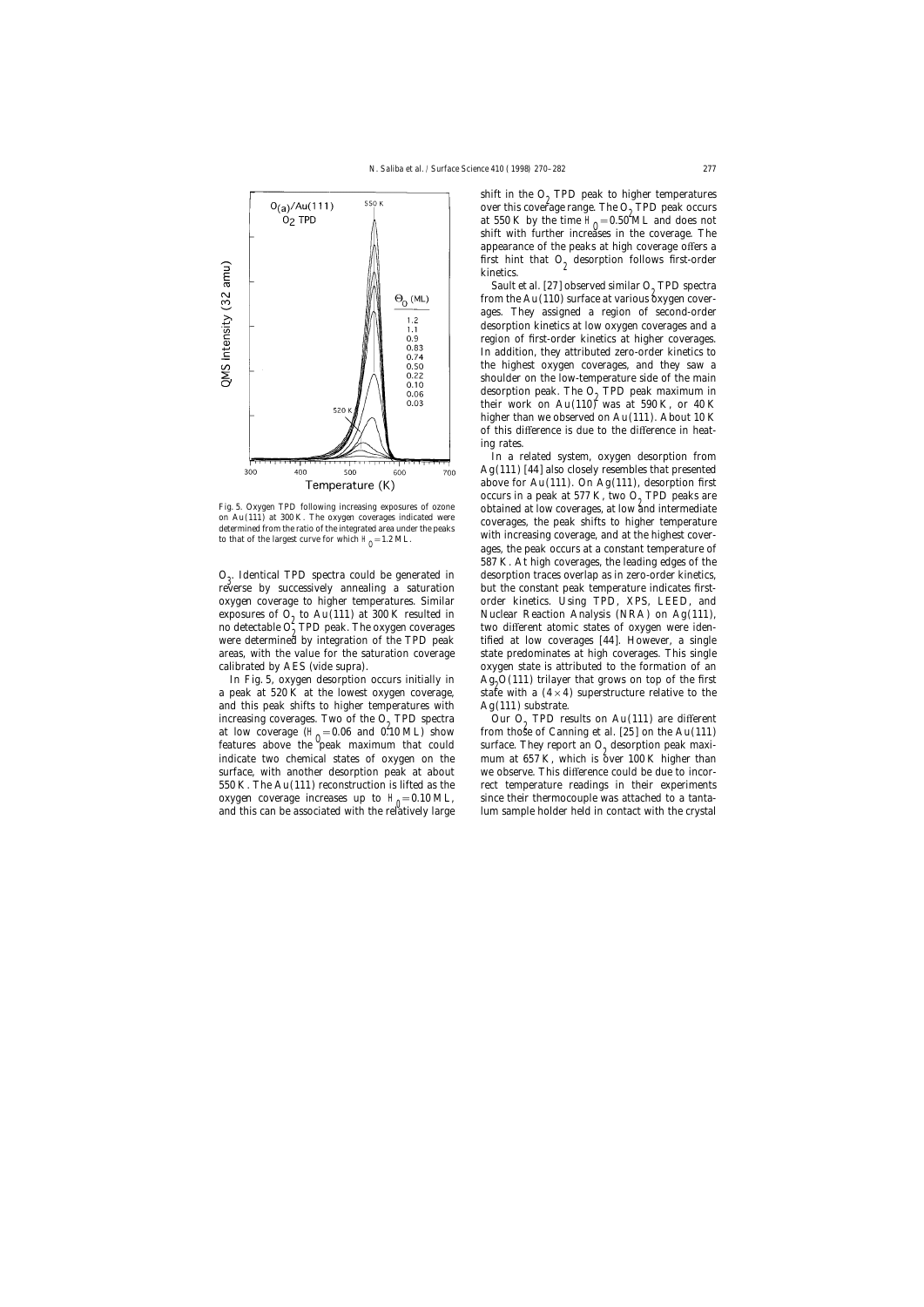Fig. 5. Oxygen TPD following increasing exposures of ozone on Au(111) at 300 K. The oxygen coverages indicated were determined from the ratio of the integrated area under the peaks to that of the largest curve for which $\Theta_O = 1.2$ ML.

$O_3$. Identical TPD spectra could be generated in reverse by successively annealing a saturation oxygen coverage to higher temperatures. Similar exposures of $O_2$ to Au(111) at 300 K resulted in no detectable $O_2$ TPD peak. The oxygen coverages were determined by integration of the TPD peak areas, with the value for the saturation coverage calibrated by AES (vide supra).

In Fig. 5, oxygen desorption occurs initially in a peak at 520 K at the lowest oxygen coverage, and this peak shifts to higher temperatures with increasing coverages. Two of the $O_2$ TPD spectra at low coverage ($\Theta_O = 0.06$ and 0.10 ML) show features above the peak maximum that could indicate two chemical states of oxygen on the surface, with another desorption peak at about 550 K. The Au(111) reconstruction is lifted as the oxygen coverage increases up to $\Theta_O = 0.10$ ML, and this can be associated with the relatively large shift in the $O_2$ TPD peak to higher temperatures over this coverage range. The $O_2$ TPD peak occurs at 550 K by the time $\Theta_O = 0.50$ ML and does not shift with further increases in the coverage. The appearance of the peaks at high coverage offers a first hint that $O_2$ desorption follows first-order kinetics.

Sault et al. [27] observed similar $O_2$ TPD spectra from the Au(110) surface at various oxygen coverages. They assigned a region of second-order desorption kinetics at low oxygen coverages and a region of first-order kinetics at higher coverages. In addition, they attributed zero-order kinetics to the highest oxygen coverages, and they saw a shoulder on the low-temperature side of the main desorption peak. The $O_2$ TPD peak maximum in their work on Au(110) was at 590 K, or 40 K higher than we observed on Au(111). About 10 K of this difference is due to the difference in heating rates.

In a related system, oxygen desorption from Ag(111) [44] also closely resembles that presented above for Au(111). On Ag(111), desorption first occurs in a peak at 577 K, two $O_2$ TPD peaks are obtained at low and intermediate coverages, the peak shifts to higher temperature with increasing coverage, and at the highest coverages, the peak occurs at a constant temperature of 587 K. At high coverages, the leading edges of the desorption traces overlap as in zero-order kinetics, but the constant peak temperature indicates first-order kinetics. Using TPD, XPS, LEED, and Nuclear Reaction Analysis (NRA) on Ag(111), two different atomic states of oxygen were identified at low coverages [44]. However, a single state predominates at high coverages. This single oxygen state is attributed to the formation of an $Ag_2O(111)$ trilayer that grows on top of the first state with a $(4\times4)$ superstructure relative to the Ag(111) substrate.

Our $O_2$ TPD results on Au(111) are different from those of Canning et al. [25] on the Au(111) surface. They report an $O_2$ desorption peak maximum at 657 K, which is over 100 K higher than we observe. This difference could be due to incorrect temperature readings in their experiments since their thermocouple was attached to a tantalum sample holder held in contact with the crystal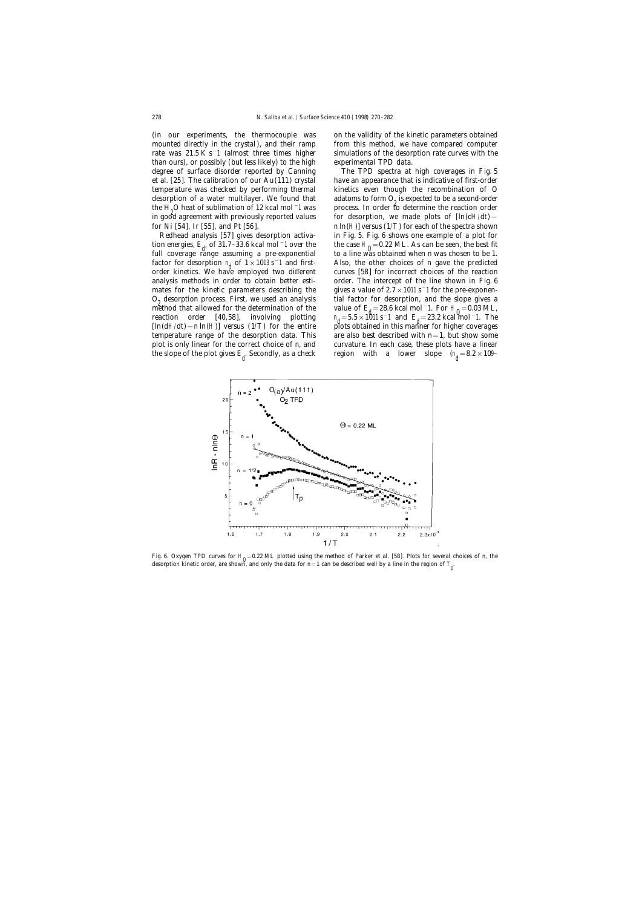(in our experiments, the thermocouple was mounted directly in the crystal), and their ramp rate was 21.5 K $s^{-1}$ (almost three times higher than ours), or possibly (but less likely) to the high degree of surface disorder reported by Canning et al. [25]. The calibration of our Au(111) crystal temperature was checked by performing thermal desorption of a water multilayer. We found that the $H_2O$ heat of sublimation of 12 kcal $mol^{-1}$ was in good agreement with previously reported values for Ni [54], Ir [55], and Pt [56].

Redhead analysis [57] gives desorption activation energies, $E_d$, of 31.7–33.6 kcal $mol^{-1}$ over the full coverage range assuming a pre-exponential factor for desorption $\nu_d$ of $1\times10^{13}$ $s^{-1}$ and first-order kinetics. We have employed two different analysis methods in order to obtain better estimates for the kinetic parameters describing the $O_2$ desorption process. First, we used an analysis method that allowed for the determination of the reaction order [40,58], involving plotting $[\ln(d\Theta/dt) - n\ln(\Theta)]$ versus $(1/T)$ for the entire temperature range of the desorption data. This plot is only linear for the correct choice of $n$, and the slope of the plot gives $E_d$. Secondly, as a check on the validity of the kinetic parameters obtained from this method, we have compared computer simulations of the desorption rate curves with the experimental TPD data.

The TPD spectra at high coverages in Fig. 5 have an appearance that is indicative of first-order kinetics even though the recombination of O adatoms to form $O_2$ is expected to be a second-order process. In order to determine the reaction order for desorption, we made plots of $[\ln(d\Theta/dt) - n\ln(\Theta)]$ versus $(1/T)$ for each of the spectra shown in Fig. 5. Fig. 6 shows one example of a plot for the case $\Theta_O = 0.22$ ML. As can be seen, the best fit to a line was obtained when $n$ was chosen to be 1. Also, the other choices of $n$ gave the predicted curves [58] for incorrect choices of the reaction order. The intercept of the line shown in Fig. 6 gives a value of $2.7\times10^{11}$ $s^{-1}$ for the pre-exponential factor for desorption, and the slope gives a value of $E_d = 28.6$ kcal $mol^{-1}$. For $\Theta_O = 0.03$ ML, $\nu_d = 5.5\times10^{11}$ $s^{-1}$ and $E_d = 23.2$ kcal $mol^{-1}$. The plots obtained in this manner for higher coverages are also best described with $n=1$, but show some curvature. In each case, these plots have a linear region with a lower slope ($\nu_d = 8.2\times10^{9}$–

Fig. 6. Oxygen TPD curves for $\Theta_O = 0.22$ ML plotted using the method of Parker et al. [58]. Plots for several choices of $n$, the desorption kinetic order, are shown, and only the data for $n=1$ can be described well by a line in the region of $T_p$.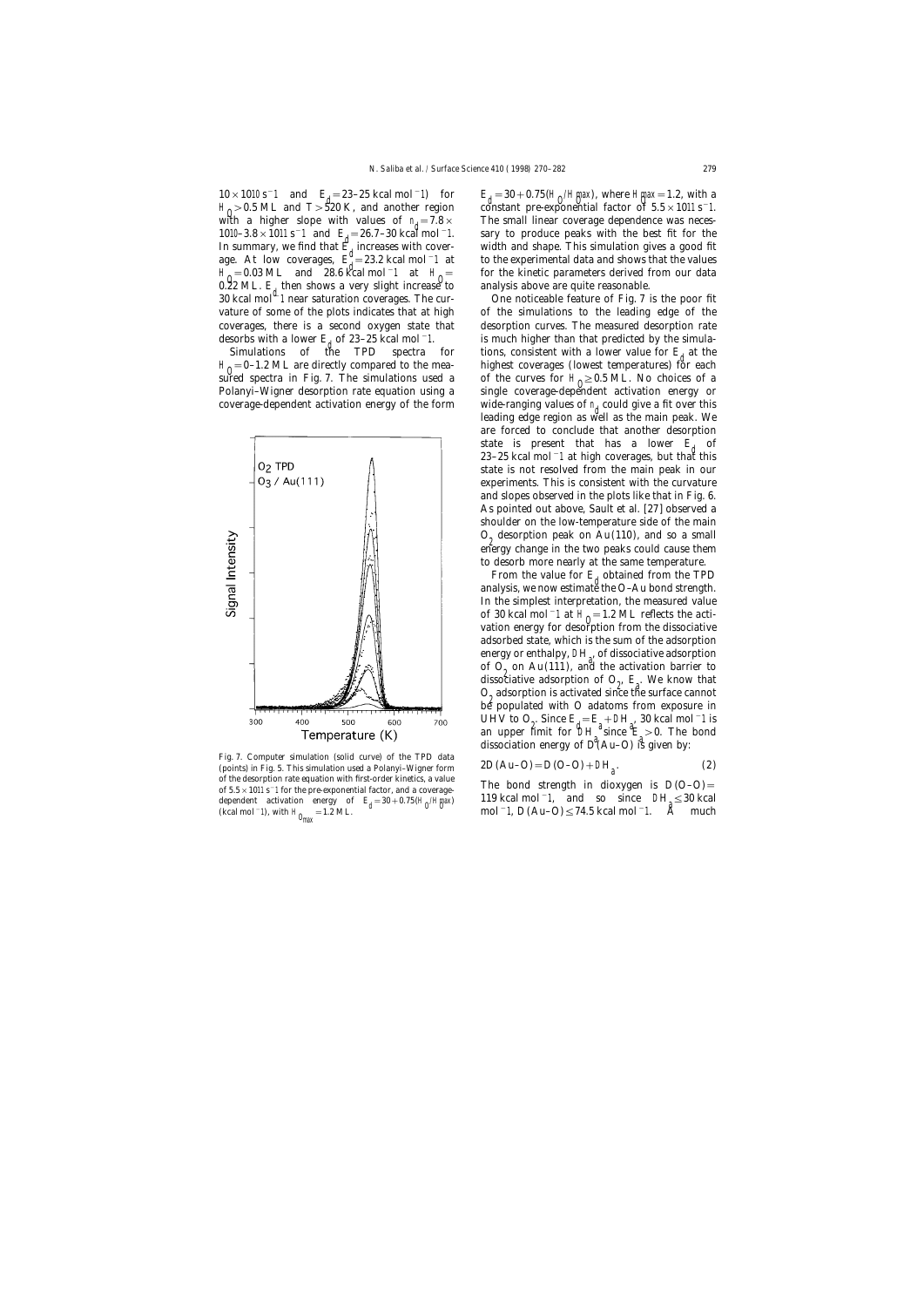$10 \times 10^{10}\ s^{-1}$ and $E_d = 23$–$25$ kcal mol$^{-1}$) for $\Theta_O > 0.5$ ML and $T > 520$ K, and another region with a higher slope with values of $\nu_d = 7.8 \times 10^{10}$–$3.8 \times 10^{11}\ s^{-1}$ and $E_d = 26.7$–$30$ kcal mol$^{-1}$. In summary, we find that $E_d$ increases with coverage. At low coverages, $E_d = 23.2$ kcal mol$^{-1}$ at $\Theta_O = 0.03$ ML and $28.6$ kcal mol$^{-1}$ at $\Theta_O = 0.22$ ML. $E_d$ then shows a very slight increase to 30 kcal mol$^{-1}$ near saturation coverages. The curvature of some of the plots indicates that at high coverages, there is a second oxygen state that desorbs with a lower $E_d$ of 23–25 kcal mol$^{-1}$.

Simulations of the TPD spectra for $\Theta_O = 0$–$1.2$ ML are directly compared to the measured spectra in Fig. 7. The simulations used a Polanyi–Wigner desorption rate equation using a coverage-dependent activation energy of the form $E_d = 30 + 0.75(\Theta_O/\Theta_O^{max})$, where $\Theta_O^{max} = 1.2$, with a constant pre-exponential factor of $5.5 \times 10^{11}\ s^{-1}$. The small linear coverage dependence was necessary to produce peaks with the best fit for the width and shape. This simulation gives a good fit to the experimental data and shows that the values for the kinetic parameters derived from our data analysis above are quite reasonable.

Fig. 7. Computer simulation (solid curve) of the TPD data (points) in Fig. 5. This simulation used a Polanyi–Wigner form of the desorption rate equation with first-order kinetics, a value of $5.5 \times 10^{11}\ s^{-1}$ for the pre-exponential factor, and a coverage-dependent activation energy of $E_d = 30 + 0.75(\Theta_O/\Theta_O^{max})$ (kcal mol$^{-1}$), with $\Theta_{O_{max}} = 1.2$ ML.

One noticeable feature of Fig. 7 is the poor fit of the simulations to the leading edge of the desorption curves. The measured desorption rate is much higher than that predicted by the simulations, consistent with a lower value for $E_d$ at the highest coverages (lowest temperatures) for each of the curves for $\Theta_O \geq 0.5$ ML. No choices of a single coverage-dependent activation energy or wide-ranging values of $\nu_d$ could give a fit over this leading edge region as well as the main peak. We are forced to conclude that another desorption state is present that has a lower $E_d$ of 23–25 kcal mol$^{-1}$ at high coverages, but that this state is not resolved from the main peak in our experiments. This is consistent with the curvature and slopes observed in the plots like that in Fig. 6. As pointed out above, Sault et al. [27] observed a shoulder on the low-temperature side of the main $O_2$ desorption peak on Au(110), and so a small energy change in the two peaks could cause them to desorb more nearly at the same temperature.

From the value for $E_d$ obtained from the TPD analysis, we now estimate the O–Au bond strength. In the simplest interpretation, the measured value of 30 kcal mol$^{-1}$ at $\Theta_O = 1.2$ ML reflects the activation energy for desorption from the dissociative adsorbed state, which is the sum of the adsorption energy or enthalpy, $\Delta H_a$, of dissociative adsorption of $O_2$ on Au(111), and the activation barrier to dissociative adsorption of $O_2$, $E_a$. We know that $O_2$ adsorption is activated since the surface cannot be populated with O adatoms from exposure in UHV to $O_2$. Since $E_d = E_a + \Delta H_a$, 30 kcal mol$^{-1}$ is an upper limit for $\Delta H_a$ since $E_a > 0$. The bond dissociation energy of $D$(Au–O) is given by:

$$2D\,(\text{Au–O}) = D\,(\text{O–O}) + \Delta H_a. \tag{2}$$

The bond strength in dioxygen is $D(\text{O–O}) = 119$ kcal mol$^{-1}$, and so since $\Delta H_a \leq 30$ kcal mol$^{-1}$, $D\,(\text{Au–O}) \leq 74.5$ kcal mol$^{-1}$. A much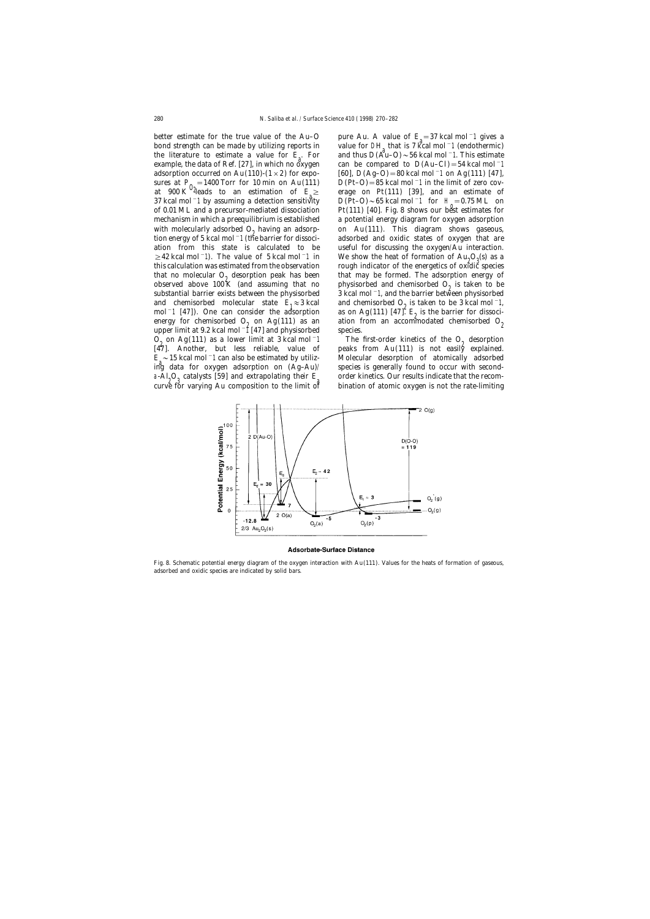better estimate for the true value of the Au–O bond strength can be made by utilizing reports in the literature to estimate a value for $E_a$. For example, the data of Ref. [27], in which no oxygen adsorption occurred on Au(110)-(1×2) for exposures at $P_{O_2}=1400$ Torr for 10 min on Au(111) at 900 K leads to an estimation of $E_a \geq 37$ kcal mol$^{-1}$ by assuming a detection sensitivity of 0.01 ML and a precursor-mediated dissociation mechanism in which a preequilibrium is established with molecularly adsorbed $O_2$ having an adsorption energy of 5 kcal mol$^{-1}$ (the barrier for dissociation from this state is calculated to be ≥42 kcal mol$^{-1}$). The value of 5 kcal mol$^{-1}$ in this calculation was estimated from the observation that no molecular $O_2$ desorption peak has been observed above 100 K (and assuming that no substantial barrier exists between the physisorbed and chemisorbed molecular state $E_1 \approx 3$ kcal mol$^{-1}$ [47]). One can consider the adsorption energy for chemisorbed $O_2$ on Ag(111) as an upper limit at 9.2 kcal mol$^{-1}$ [47] and physisorbed $O_2$ on Ag(111) as a lower limit at 3 kcal mol$^{-1}$ [47]. Another, but less reliable, value of $E_a \sim 15$ kcal mol$^{-1}$ can also be estimated by utilizing data for oxygen adsorption on (Ag–Au)/a-$Al_2O_3$ catalysts [59] and extrapolating their $E_a$ curve for varying Au composition to the limit of pure Au. A value of $E_a = 37$ kcal mol$^{-1}$ gives a value for $DH_a$ that is 7 kcal mol$^{-1}$ (endothermic) and thus $D$(Au–O) ~56 kcal mol$^{-1}$. This estimate can be compared to $D$(Au–Cl) = 54 kcal mol$^{-1}$ [60], $D$(Ag–O) = 80 kcal mol$^{-1}$ on Ag(111) [47], $D$(Pt–O) = 85 kcal mol$^{-1}$ in the limit of zero coverage on Pt(111) [39], and an estimate of $D$(Pt–O) ~65 kcal mol$^{-1}$ for $\theta_O = 0.75$ ML on Pt(111) [40]. Fig. 8 shows our best estimates for a potential energy diagram for oxygen adsorption on Au(111). This diagram shows gaseous, adsorbed and oxidic states of oxygen that are useful for discussing the oxygen/Au interaction. We show the heat of formation of $Au_2O_3$(s) as a rough indicator of the energetics of oxidic species that may be formed. The adsorption energy of physisorbed and chemisorbed $O_2$ is taken to be 3 kcal mol$^{-1}$, and the barrier between physisorbed and chemisorbed $O_2$ is taken to be 3 kcal mol$^{-1}$, as on Ag(111) [47]. $E_2$ is the barrier for dissociation from an accommodated chemisorbed $O_2$ species.

The first-order kinetics of the $O_2$ desorption peaks from Au(111) is not easily explained. Molecular desorption of atomically adsorbed species is generally found to occur with second-order kinetics. Our results indicate that the recombination of atomic oxygen is not the rate-limiting

Fig. 8. Schematic potential energy diagram of the oxygen interaction with Au(111). Values for the heats of formation of gaseous, adsorbed and oxidic species are indicated by solid bars.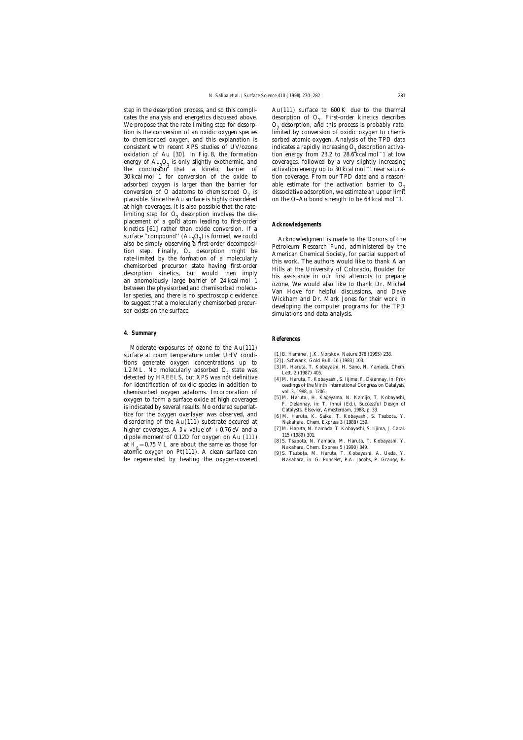step in the desorption process, and so this complicates the analysis and energetics discussed above. We propose that the rate-limiting step for desorption is the conversion of an oxidic oxygen species to chemisorbed oxygen, and this explanation is consistent with recent XPS studies of UV/ozone oxidation of Au [30]. In Fig. 8, the formation energy of $Au_2O_3$ is only slightly exothermic, and the conclusion that a kinetic barrier of 30 kcal mol$^{-1}$ for conversion of the oxide to adsorbed oxygen is larger than the barrier for conversion of O adatoms to chemisorbed $O_2$ is plausible. Since the Au surface is highly disordered at high coverages, it is also possible that the rate-limiting step for $O_2$ desorption involves the displacement of a gold atom leading to first-order kinetics [61] rather than oxide conversion. If a surface "compound" ($Au_2O_3$) is formed, we could also be simply observing a first-order decomposition step. Finally, $O_2$ desorption might be rate-limited by the formation of a molecularly chemisorbed precursor state having first-order desorption kinetics, but would then imply an anomolously large barrier of 24 kcal mol$^{-1}$ between the physisorbed and chemisorbed molecular species, and there is no spectroscopic evidence to suggest that a molecularly chemisorbed precursor exists on the surface.

## 4. Summary

Moderate exposures of ozone to the Au(111) surface at room temperature under UHV conditions generate oxygen concentrations up to 1.2 ML. No molecularly adsorbed $O_2$ state was detected by HREELS, but XPS was not definitive for identification of oxidic species in addition to chemisorbed oxygen adatoms. Incorporation of oxygen to form a surface oxide at high coverages is indicated by several results. No ordered superlattice for the oxygen overlayer was observed, and disordering of the Au(111) substrate occured at higher coverages. A $\Delta\phi$ value of $+0.76$ eV and a dipole moment of 0.12D for oxygen on Au (111) at $\theta_O = 0.75$ ML are about the same as those for atomic oxygen on Pt(111). A clean surface can be regenerated by heating the oxygen-covered Au(111) surface to 600 K due to the thermal desorption of $O_2$. First-order kinetics describes $O_2$ desorption, and this process is probably rate-limited by conversion of oxidic oxygen to chemisorbed atomic oxygen. Analysis of the TPD data indicates a rapidly increasing $O_2$ desorption activation energy from 23.2 to 28.6 kcal mol$^{-1}$ at low coverages, followed by a very slightly increasing activation energy up to 30 kcal mol$^{-1}$ near saturation coverage. From our TPD data and a reasonable estimate for the activation barrier to $O_2$ dissociative adsorption, we estimate an upper limit on the O–Au bond strength to be 64 kcal mol$^{-1}$.

## Acknowledgements

Acknowledgment is made to the Donors of the Petroleum Research Fund, administered by the American Chemical Society, for partial support of this work. The authors would like to thank Alan Hills at the University of Colorado, Boulder for his assistance in our first attempts to prepare ozone. We would also like to thank Dr. Michel Van Hove for helpful discussions, and Dave Wickham and Dr. Mark Jones for their work in developing the computer programs for the TPD simulations and data analysis.

## References

[1] B. Hammer, J.K. Norskov, Nature 376 (1995) 238.
[2] J. Schwank, Gold Bull. 16 (1983) 103.
[3] M. Haruta, T. Kobayashi, H. Sano, N. Yamada, Chem. Lett. 2 (1987) 405.
[4] M. Haruta, T. Kobayashi, S. Iijima, F. Delannay, in: Proceedings of the Ninth International Congress on Catalysis, vol. 3, 1988, p. 1206.
[5] M. Haruta,, H. Kageyama, N. Kamijo, T. Kobayashi, F. Delannay, in: T. Innui (Ed.), Successful Design of Catalysts, Elsevier, Amesterdam, 1988, p. 33.
[6] M. Haruta, K. Saika, T. Kobayashi, S. Tsubota, Y. Nakahara, Chem. Express 3 (1988) 159.
[7] M. Haruta, N. Yamada, T. Kobayashi, S. Iijima, J. Catal. 115 (1989) 301.
[8] S. Tsubota, N. Yamada, M. Haruta, T. Kobayashi, Y. Nakahara, Chem. Express 5 (1990) 349.
[9] S. Tsubota, M. Haruta, T. Kobayashi, A. Ueda, Y. Nakahara, in: G. Poncelet, P.A. Jacobs, P. Grange, B.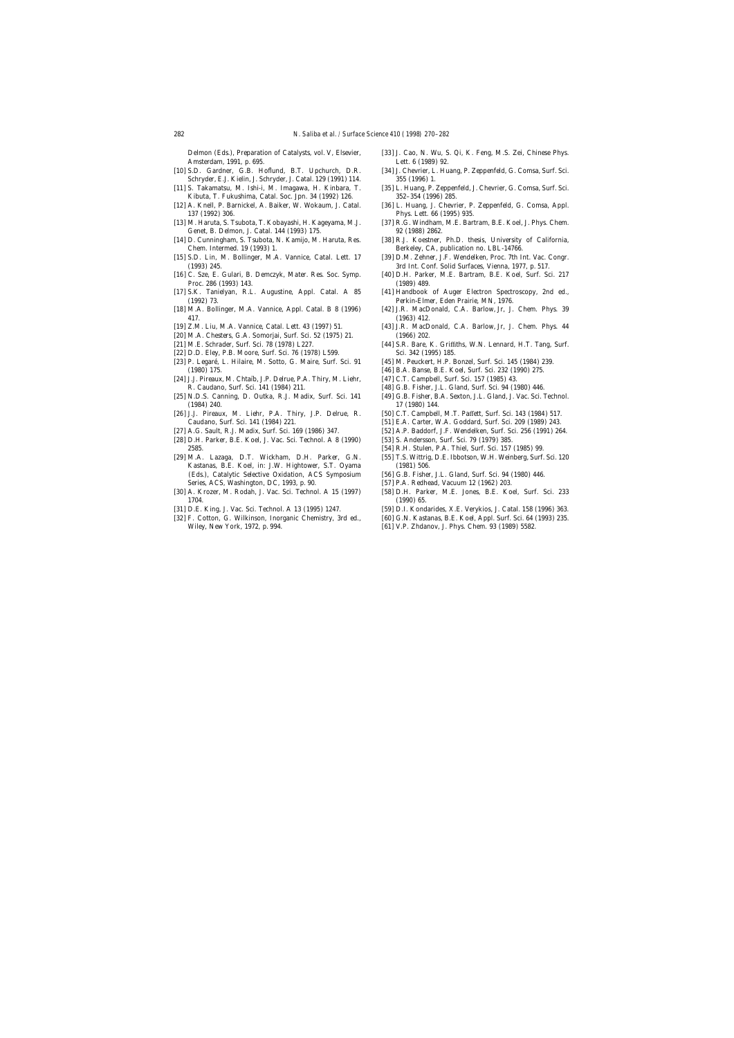Delmon (Eds.), Preparation of Catalysts, vol. V, Elsevier, Amsterdam, 1991, p. 695.

[10] S.D. Gardner, G.B. Hoflund, B.T. Upchurch, D.R. Schryder, E.J. Kielin, J. Schryder, J. Catal. 129 (1991) 114.

[11] S. Takamatsu, M. Ishi-i, M. Imagawa, H. Kinbara, T. Kibuta, T. Fukushima, Catal. Soc. Jpn. 34 (1992) 126.

[12] A. Knell, P. Barnickel, A. Baiker, W. Wokaum, J. Catal. 137 (1992) 306.

[13] M. Haruta, S. Tsubota, T. Kobayashi, H. Kageyama, M.J. Genet, B. Delmon, J. Catal. 144 (1993) 175.

[14] D. Cunningham, S. Tsubota, N. Kamijo, M. Haruta, Res. Chem. Intermed. 19 (1993) 1.

[15] S.D. Lin, M. Bollinger, M.A. Vannice, Catal. Lett. 17 (1993) 245.

[16] C. Sze, E. Gulari, B. Demczyk, Mater. Res. Soc. Symp. Proc. 286 (1993) 143.

[17] S.K. Tanielyan, R.L. Augustine, Appl. Catal. A 85 (1992) 73.

[18] M.A. Bollinger, M.A. Vannice, Appl. Catal. B 8 (1996) 417.

[19] Z.M. Liu, M.A. Vannice, Catal. Lett. 43 (1997) 51.

[20] M.A. Chesters, G.A. Somorjai, Surf. Sci. 52 (1975) 21.

[21] M.E. Schrader, Surf. Sci. 78 (1978) L227.

[22] D.D. Eley, P.B. Moore, Surf. Sci. 76 (1978) L599.

[23] P. Legaré, L. Hilaire, M. Sotto, G. Maire, Surf. Sci. 91 (1980) 175.

[24] J.J. Pireaux, M. Chtaïb, J.P. Delrue, P.A. Thiry, M. Liehr, R. Caudano, Surf. Sci. 141 (1984) 211.

[25] N.D.S. Canning, D. Outka, R.J. Madix, Surf. Sci. 141 (1984) 240.

[26] J.J. Pireaux, M. Liehr, P.A. Thiry, J.P. Delrue, R. Caudano, Surf. Sci. 141 (1984) 221.

[27] A.G. Sault, R.J. Madix, Surf. Sci. 169 (1986) 347.

[28] D.H. Parker, B.E. Koel, J. Vac. Sci. Technol. A 8 (1990) 2585.

[29] M.A. Lazaga, D.T. Wickham, D.H. Parker, G.N. Kastanas, B.E. Koel, in: J.W. Hightower, S.T. Oyama (Eds.), Catalytic Selective Oxidation, ACS Symposium Series, ACS, Washington, DC, 1993, p. 90.

[30] A. Krozer, M. Rodah, J. Vac. Sci. Technol. A 15 (1997) 1704.

[31] D.E. King, J. Vac. Sci. Technol. A 13 (1995) 1247.

[32] F. Cotton, G. Wilkinson, Inorganic Chemistry, 3rd ed., Wiley, New York, 1972, p. 994.

[33] J. Cao, N. Wu, S. Qi, K. Feng, M.S. Zei, Chinese Phys. Lett. 6 (1989) 92.

[34] J. Chevrier, L. Huang, P. Zeppenfeld, G. Comsa, Surf. Sci. 355 (1996) 1.

[35] L. Huang, P. Zeppenfeld, J. Chevrier, G. Comsa, Surf. Sci. 352–354 (1996) 285.

[36] L. Huang, J. Chevrier, P. Zeppenfeld, G. Comsa, Appl. Phys. Lett. 66 (1995) 935.

[37] R.G. Windham, M.E. Bartram, B.E. Koel, J. Phys. Chem. 92 (1988) 2862.

[38] R.J. Koestner, Ph.D. thesis, University of California, Berkeley, CA, publication no. LBL-14766.

[39] D.M. Zehner, J.F. Wendelken, Proc. 7th Int. Vac. Congr. 3rd Int. Conf. Solid Surfaces, Vienna, 1977, p. 517.

[40] D.H. Parker, M.E. Bartram, B.E. Koel, Surf. Sci. 217 (1989) 489.

[41] Handbook of Auger Electron Spectroscopy, 2nd ed., Perkin-Elmer, Eden Prairie, MN, 1976.

[42] J.R. MacDonald, C.A. Barlow, Jr, J. Chem. Phys. 39 (1963) 412.

[43] J.R. MacDonald, C.A. Barlow, Jr, J. Chem. Phys. 44 (1966) 202.

[44] S.R. Bare, K. Griffiths, W.N. Lennard, H.T. Tang, Surf. Sci. 342 (1995) 185.

[45] M. Peuckert, H.P. Bonzel, Surf. Sci. 145 (1984) 239.

[46] B.A. Banse, B.E. Koel, Surf. Sci. 232 (1990) 275.

[47] C.T. Campbell, Surf. Sci. 157 (1985) 43.

[48] G.B. Fisher, J.L. Gland, Surf. Sci. 94 (1980) 446.

[49] G.B. Fisher, B.A. Sexton, J.L. Gland, J. Vac. Sci. Technol. 17 (1980) 144.

[50] C.T. Campbell, M.T. Paffett, Surf. Sci. 143 (1984) 517.

[51] E.A. Carter, W.A. Goddard, Surf. Sci. 209 (1989) 243.

[52] A.P. Baddorf, J.F. Wendelken, Surf. Sci. 256 (1991) 264.

[53] S. Andersson, Surf. Sci. 79 (1979) 385.

[54] R.H. Stulen, P.A. Thiel, Surf. Sci. 157 (1985) 99.

[55] T.S. Wittrig, D.E. Ibbotson, W.H. Weinberg, Surf. Sci. 120 (1981) 506.

[56] G.B. Fisher, J.L. Gland, Surf. Sci. 94 (1980) 446.

[57] P.A. Redhead, Vacuum 12 (1962) 203.

[58] D.H. Parker, M.E. Jones, B.E. Koel, Surf. Sci. 233 (1990) 65.

[59] D.I. Kondarides, X.E. Verykios, J. Catal. 158 (1996) 363.

[60] G.N. Kastanas, B.E. Koel, Appl. Surf. Sci. 64 (1993) 235.

[61] V.P. Zhdanov, J. Phys. Chem. 93 (1989) 5582.